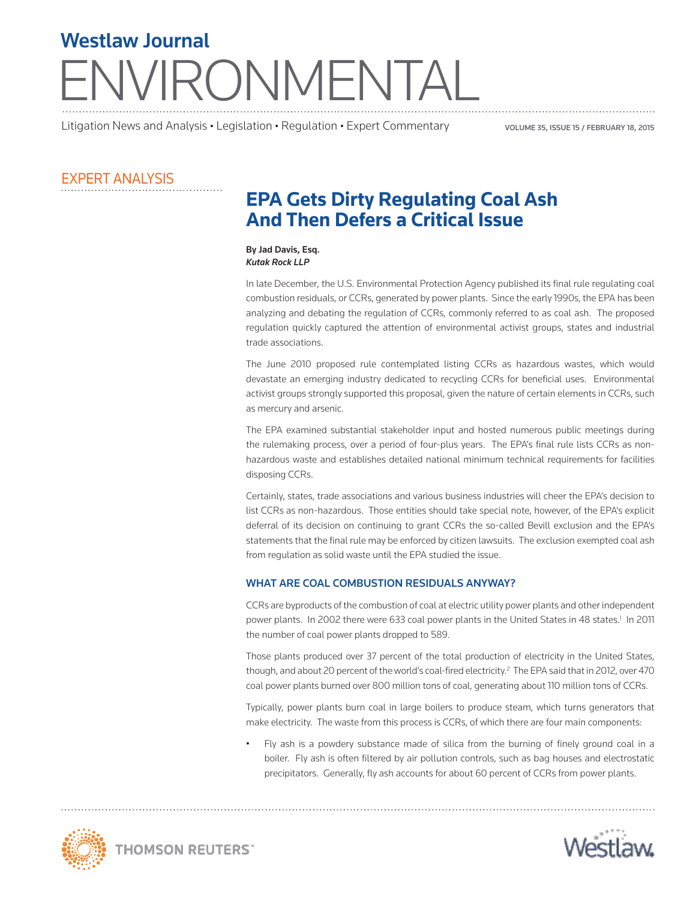# Westlaw Journal ENVIRONMENTAL

Litigation News and Analysis • Legislation • Regulation • Expert Commentary

EXPERT ANALYSIS

## EPA Gets Dirty Regulating Coal Ash And Then Defers a Critical Issue

**By Jad Davis, Esq.**
***Kutak Rock LLP***

In late December, the U.S. Environmental Protection Agency published its final rule regulating coal combustion residuals, or CCRs, generated by power plants. Since the early 1990s, the EPA has been analyzing and debating the regulation of CCRs, commonly referred to as coal ash. The proposed regulation quickly captured the attention of environmental activist groups, states and industrial trade associations.

The June 2010 proposed rule contemplated listing CCRs as hazardous wastes, which would devastate an emerging industry dedicated to recycling CCRs for beneficial uses. Environmental activist groups strongly supported this proposal, given the nature of certain elements in CCRs, such as mercury and arsenic.

The EPA examined substantial stakeholder input and hosted numerous public meetings during the rulemaking process, over a period of four-plus years. The EPA's final rule lists CCRs as non-hazardous waste and establishes detailed national minimum technical requirements for facilities disposing CCRs.

Certainly, states, trade associations and various business industries will cheer the EPA's decision to list CCRs as non-hazardous. Those entities should take special note, however, of the EPA's explicit deferral of its decision on continuing to grant CCRs the so-called Bevill exclusion and the EPA's statements that the final rule may be enforced by citizen lawsuits. The exclusion exempted coal ash from regulation as solid waste until the EPA studied the issue.

### WHAT ARE COAL COMBUSTION RESIDUALS ANYWAY?

CCRs are byproducts of the combustion of coal at electric utility power plants and other independent power plants. In 2002 there were 633 coal power plants in the United States in 48 states.[1] In 2011 the number of coal power plants dropped to 589.

Those plants produced over 37 percent of the total production of electricity in the United States, though, and about 20 percent of the world's coal-fired electricity.[2] The EPA said that in 2012, over 470 coal power plants burned over 800 million tons of coal, generating about 110 million tons of CCRs.

Typically, power plants burn coal in large boilers to produce steam, which turns generators that make electricity. The waste from this process is CCRs, of which there are four main components:

- Fly ash is a powdery substance made of silica from the burning of finely ground coal in a boiler. Fly ash is often filtered by air pollution controls, such as bag houses and electrostatic precipitators. Generally, fly ash accounts for about 60 percent of CCRs from power plants.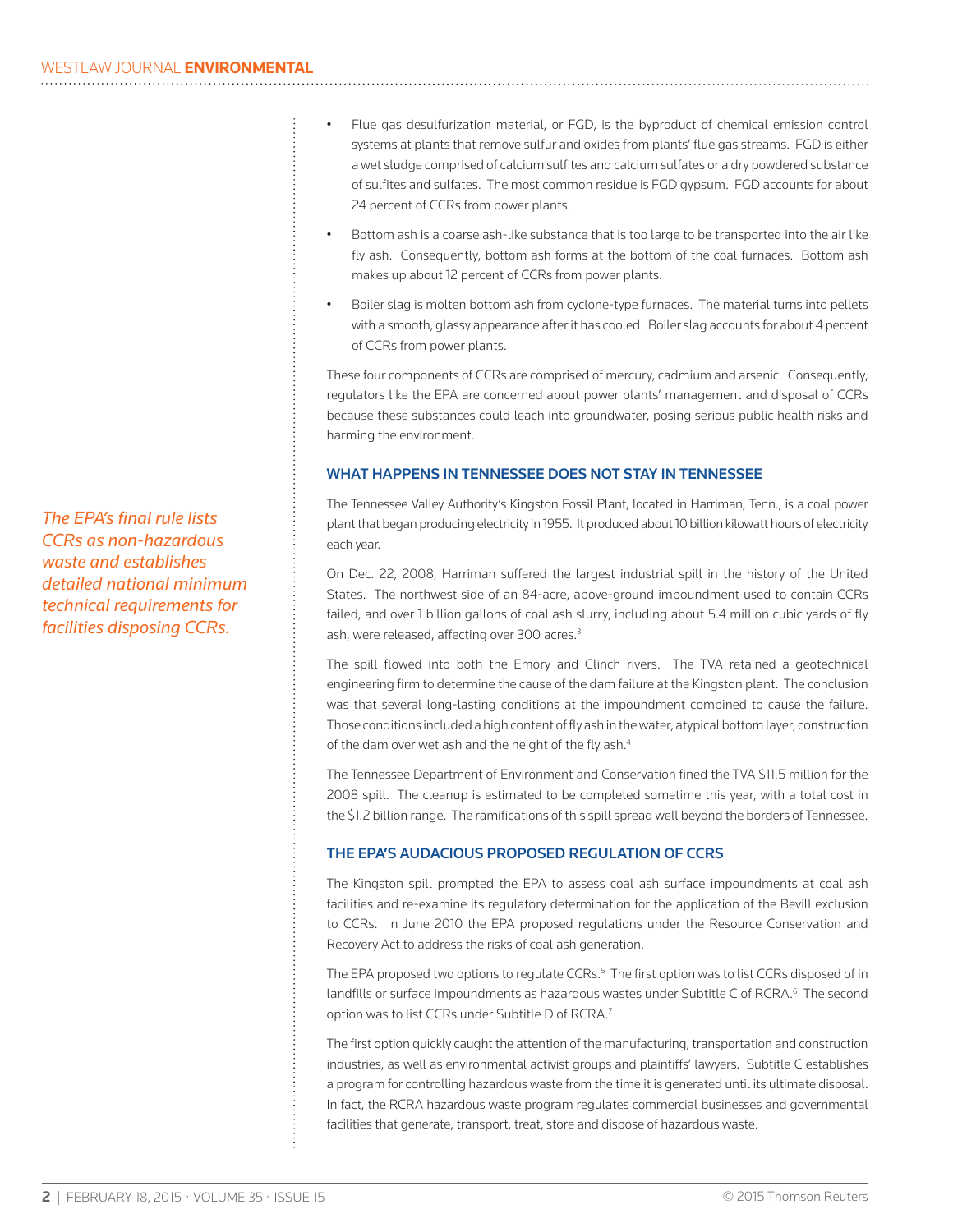- Flue gas desulfurization material, or FGD, is the byproduct of chemical emission control systems at plants that remove sulfur and oxides from plants' flue gas streams. FGD is either a wet sludge comprised of calcium sulfites and calcium sulfates or a dry powdered substance of sulfites and sulfates. The most common residue is FGD gypsum. FGD accounts for about 24 percent of CCRs from power plants.
- Bottom ash is a coarse ash-like substance that is too large to be transported into the air like fly ash. Consequently, bottom ash forms at the bottom of the coal furnaces. Bottom ash makes up about 12 percent of CCRs from power plants.
- Boiler slag is molten bottom ash from cyclone-type furnaces. The material turns into pellets with a smooth, glassy appearance after it has cooled. Boiler slag accounts for about 4 percent of CCRs from power plants.

These four components of CCRs are comprised of mercury, cadmium and arsenic. Consequently, regulators like the EPA are concerned about power plants' management and disposal of CCRs because these substances could leach into groundwater, posing serious public health risks and harming the environment.

*The EPA's final rule lists CCRs as non-hazardous waste and establishes detailed national minimum technical requirements for facilities disposing CCRs.*

## WHAT HAPPENS IN TENNESSEE DOES NOT STAY IN TENNESSEE

The Tennessee Valley Authority's Kingston Fossil Plant, located in Harriman, Tenn., is a coal power plant that began producing electricity in 1955. It produced about 10 billion kilowatt hours of electricity each year.

On Dec. 22, 2008, Harriman suffered the largest industrial spill in the history of the United States. The northwest side of an 84-acre, above-ground impoundment used to contain CCRs failed, and over 1 billion gallons of coal ash slurry, including about 5.4 million cubic yards of fly ash, were released, affecting over 300 acres.[3]

The spill flowed into both the Emory and Clinch rivers. The TVA retained a geotechnical engineering firm to determine the cause of the dam failure at the Kingston plant. The conclusion was that several long-lasting conditions at the impoundment combined to cause the failure. Those conditions included a high content of fly ash in the water, atypical bottom layer, construction of the dam over wet ash and the height of the fly ash.[4]

The Tennessee Department of Environment and Conservation fined the TVA $11.5 million for the 2008 spill. The cleanup is estimated to be completed sometime this year, with a total cost in the $1.2 billion range. The ramifications of this spill spread well beyond the borders of Tennessee.

## THE EPA'S AUDACIOUS PROPOSED REGULATION OF CCRS

The Kingston spill prompted the EPA to assess coal ash surface impoundments at coal ash facilities and re-examine its regulatory determination for the application of the Bevill exclusion to CCRs. In June 2010 the EPA proposed regulations under the Resource Conservation and Recovery Act to address the risks of coal ash generation.

The EPA proposed two options to regulate CCRs.[5] The first option was to list CCRs disposed of in landfills or surface impoundments as hazardous wastes under Subtitle C of RCRA.[6] The second option was to list CCRs under Subtitle D of RCRA.[7]

The first option quickly caught the attention of the manufacturing, transportation and construction industries, as well as environmental activist groups and plaintiffs' lawyers. Subtitle C establishes a program for controlling hazardous waste from the time it is generated until its ultimate disposal. In fact, the RCRA hazardous waste program regulates commercial businesses and governmental facilities that generate, transport, treat, store and dispose of hazardous waste.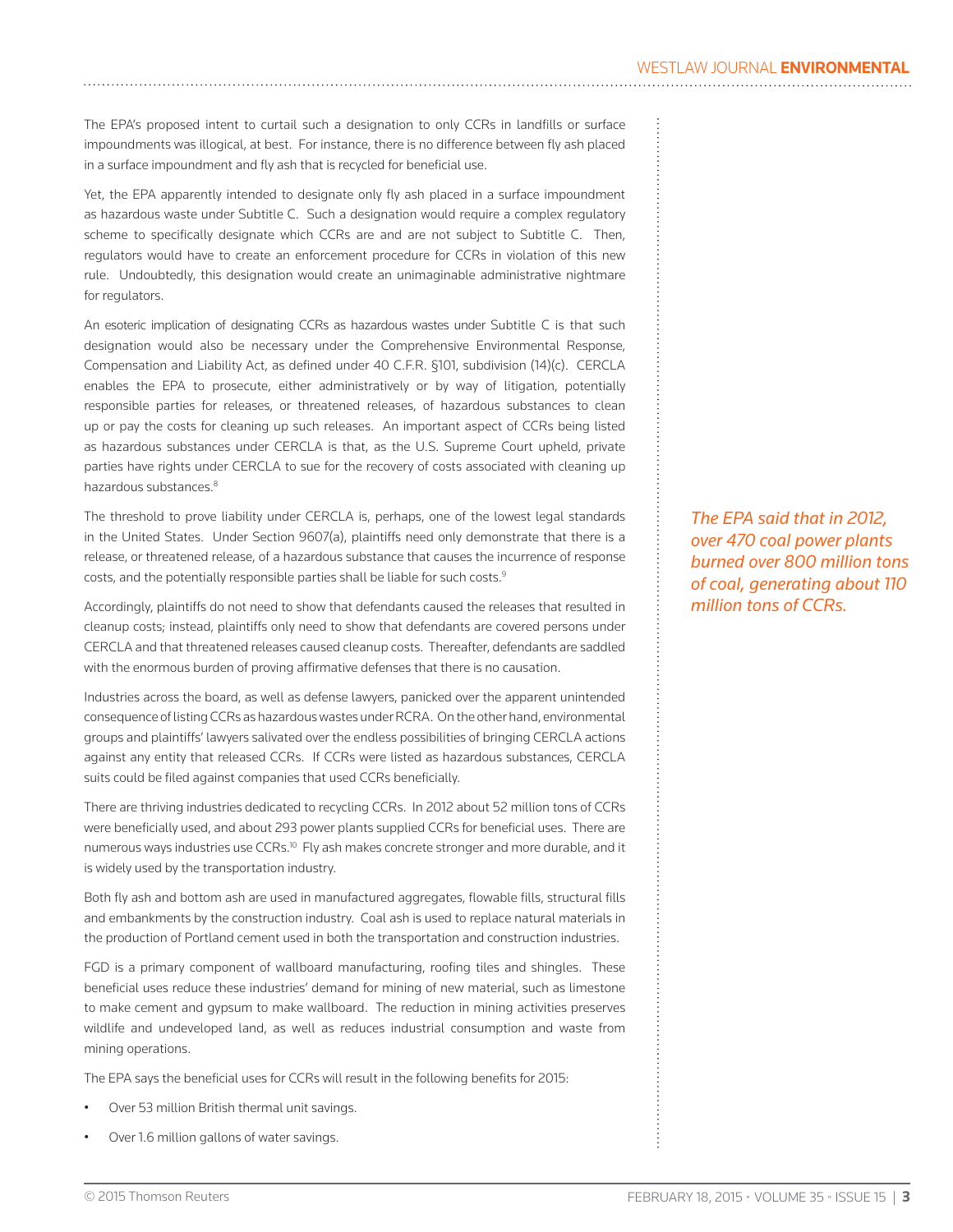The EPA's proposed intent to curtail such a designation to only CCRs in landfills or surface impoundments was illogical, at best. For instance, there is no difference between fly ash placed in a surface impoundment and fly ash that is recycled for beneficial use.

Yet, the EPA apparently intended to designate only fly ash placed in a surface impoundment as hazardous waste under Subtitle C. Such a designation would require a complex regulatory scheme to specifically designate which CCRs are and are not subject to Subtitle C. Then, regulators would have to create an enforcement procedure for CCRs in violation of this new rule. Undoubtedly, this designation would create an unimaginable administrative nightmare for regulators.

An esoteric implication of designating CCRs as hazardous wastes under Subtitle C is that such designation would also be necessary under the Comprehensive Environmental Response, Compensation and Liability Act, as defined under 40 C.F.R. §101, subdivision (14)(c). CERCLA enables the EPA to prosecute, either administratively or by way of litigation, potentially responsible parties for releases, or threatened releases, of hazardous substances to clean up or pay the costs for cleaning up such releases. An important aspect of CCRs being listed as hazardous substances under CERCLA is that, as the U.S. Supreme Court upheld, private parties have rights under CERCLA to sue for the recovery of costs associated with cleaning up hazardous substances.[8]

The threshold to prove liability under CERCLA is, perhaps, one of the lowest legal standards in the United States. Under Section 9607(a), plaintiffs need only demonstrate that there is a release, or threatened release, of a hazardous substance that causes the incurrence of response costs, and the potentially responsible parties shall be liable for such costs.[9]

Accordingly, plaintiffs do not need to show that defendants caused the releases that resulted in cleanup costs; instead, plaintiffs only need to show that defendants are covered persons under CERCLA and that threatened releases caused cleanup costs. Thereafter, defendants are saddled with the enormous burden of proving affirmative defenses that there is no causation.

*The EPA said that in 2012, over 470 coal power plants burned over 800 million tons of coal, generating about 110 million tons of CCRs.*

Industries across the board, as well as defense lawyers, panicked over the apparent unintended consequence of listing CCRs as hazardous wastes under RCRA. On the other hand, environmental groups and plaintiffs' lawyers salivated over the endless possibilities of bringing CERCLA actions against any entity that released CCRs. If CCRs were listed as hazardous substances, CERCLA suits could be filed against companies that used CCRs beneficially.

There are thriving industries dedicated to recycling CCRs. In 2012 about 52 million tons of CCRs were beneficially used, and about 293 power plants supplied CCRs for beneficial uses. There are numerous ways industries use CCRs.[10] Fly ash makes concrete stronger and more durable, and it is widely used by the transportation industry.

Both fly ash and bottom ash are used in manufactured aggregates, flowable fills, structural fills and embankments by the construction industry. Coal ash is used to replace natural materials in the production of Portland cement used in both the transportation and construction industries.

FGD is a primary component of wallboard manufacturing, roofing tiles and shingles. These beneficial uses reduce these industries' demand for mining of new material, such as limestone to make cement and gypsum to make wallboard. The reduction in mining activities preserves wildlife and undeveloped land, as well as reduces industrial consumption and waste from mining operations.

The EPA says the beneficial uses for CCRs will result in the following benefits for 2015:

- Over 53 million British thermal unit savings.
- Over 1.6 million gallons of water savings.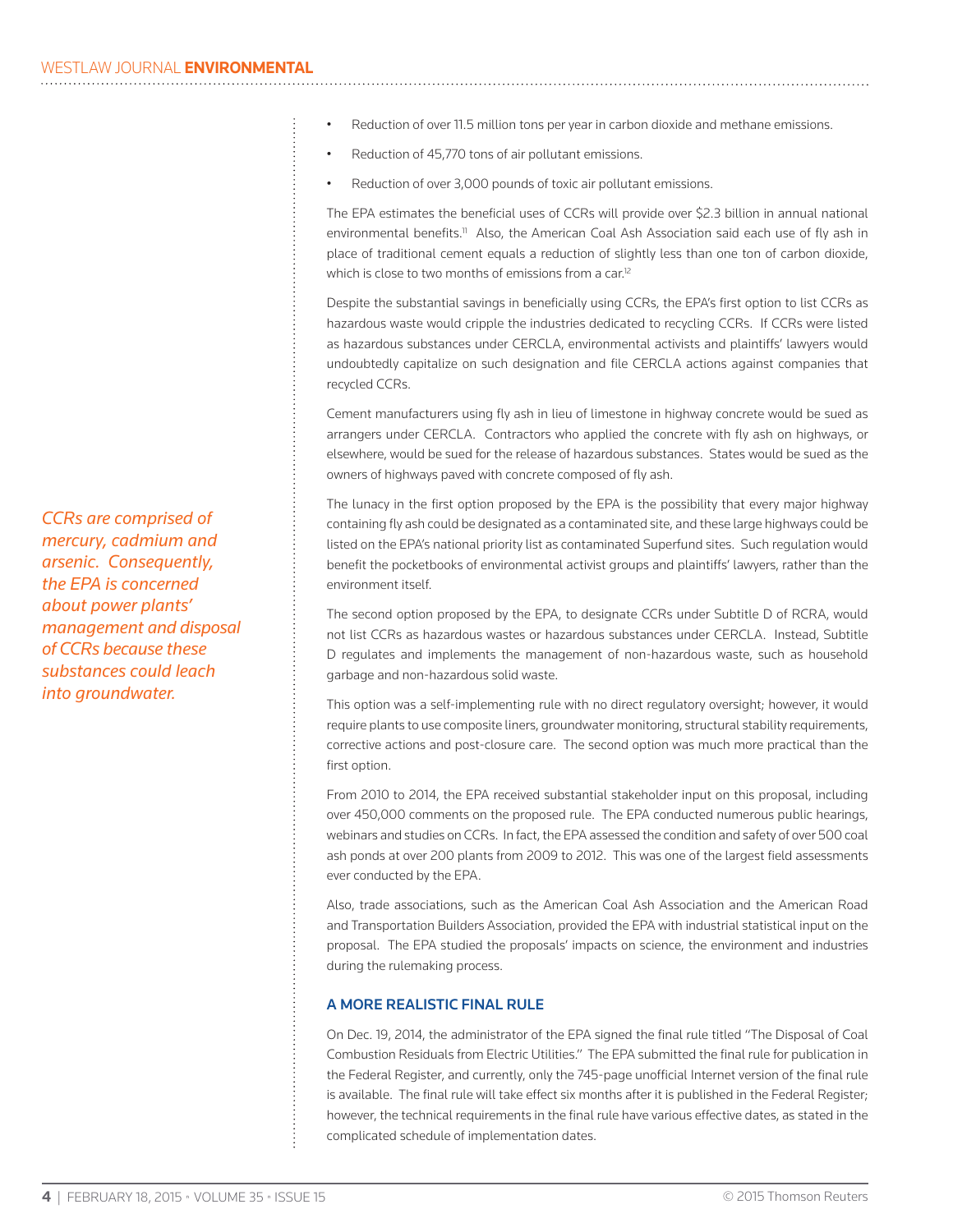- Reduction of over 11.5 million tons per year in carbon dioxide and methane emissions.
- Reduction of 45,770 tons of air pollutant emissions.
- Reduction of over 3,000 pounds of toxic air pollutant emissions.

The EPA estimates the beneficial uses of CCRs will provide over $2.3 billion in annual national environmental benefits.[11] Also, the American Coal Ash Association said each use of fly ash in place of traditional cement equals a reduction of slightly less than one ton of carbon dioxide, which is close to two months of emissions from a car.[12]

Despite the substantial savings in beneficially using CCRs, the EPA's first option to list CCRs as hazardous waste would cripple the industries dedicated to recycling CCRs. If CCRs were listed as hazardous substances under CERCLA, environmental activists and plaintiffs' lawyers would undoubtedly capitalize on such designation and file CERCLA actions against companies that recycled CCRs.

Cement manufacturers using fly ash in lieu of limestone in highway concrete would be sued as arrangers under CERCLA. Contractors who applied the concrete with fly ash on highways, or elsewhere, would be sued for the release of hazardous substances. States would be sued as the owners of highways paved with concrete composed of fly ash.

*CCRs are comprised of mercury, cadmium and arsenic. Consequently, the EPA is concerned about power plants' management and disposal of CCRs because these substances could leach into groundwater.*

The lunacy in the first option proposed by the EPA is the possibility that every major highway containing fly ash could be designated as a contaminated site, and these large highways could be listed on the EPA's national priority list as contaminated Superfund sites. Such regulation would benefit the pocketbooks of environmental activist groups and plaintiffs' lawyers, rather than the environment itself.

The second option proposed by the EPA, to designate CCRs under Subtitle D of RCRA, would not list CCRs as hazardous wastes or hazardous substances under CERCLA. Instead, Subtitle D regulates and implements the management of non-hazardous waste, such as household garbage and non-hazardous solid waste.

This option was a self-implementing rule with no direct regulatory oversight; however, it would require plants to use composite liners, groundwater monitoring, structural stability requirements, corrective actions and post-closure care. The second option was much more practical than the first option.

From 2010 to 2014, the EPA received substantial stakeholder input on this proposal, including over 450,000 comments on the proposed rule. The EPA conducted numerous public hearings, webinars and studies on CCRs. In fact, the EPA assessed the condition and safety of over 500 coal ash ponds at over 200 plants from 2009 to 2012. This was one of the largest field assessments ever conducted by the EPA.

Also, trade associations, such as the American Coal Ash Association and the American Road and Transportation Builders Association, provided the EPA with industrial statistical input on the proposal. The EPA studied the proposals' impacts on science, the environment and industries during the rulemaking process.

## A MORE REALISTIC FINAL RULE

On Dec. 19, 2014, the administrator of the EPA signed the final rule titled "The Disposal of Coal Combustion Residuals from Electric Utilities." The EPA submitted the final rule for publication in the Federal Register, and currently, only the 745-page unofficial Internet version of the final rule is available. The final rule will take effect six months after it is published in the Federal Register; however, the technical requirements in the final rule have various effective dates, as stated in the complicated schedule of implementation dates.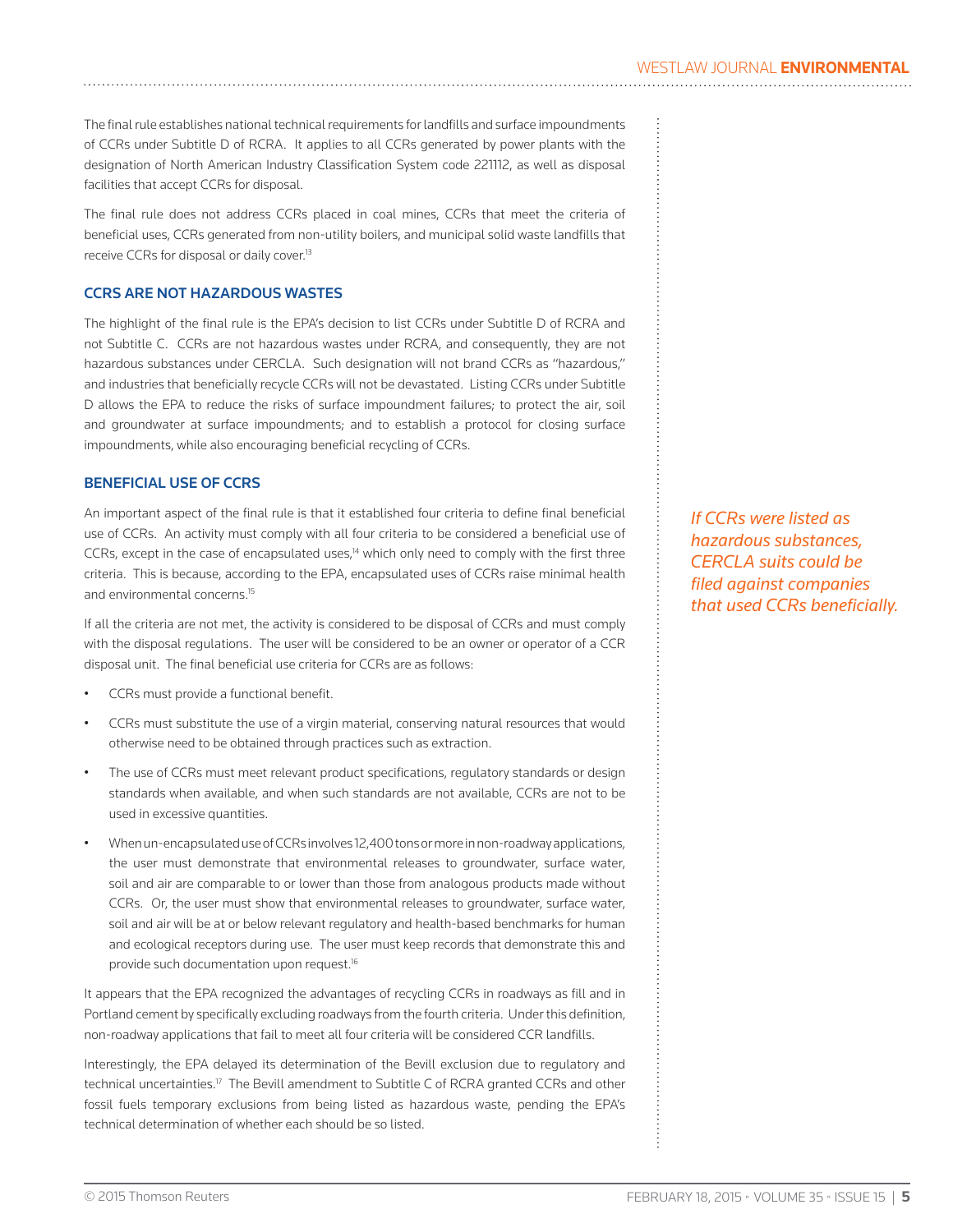The final rule establishes national technical requirements for landfills and surface impoundments of CCRs under Subtitle D of RCRA. It applies to all CCRs generated by power plants with the designation of North American Industry Classification System code 221112, as well as disposal facilities that accept CCRs for disposal.

The final rule does not address CCRs placed in coal mines, CCRs that meet the criteria of beneficial uses, CCRs generated from non-utility boilers, and municipal solid waste landfills that receive CCRs for disposal or daily cover.[13]

## CCRS ARE NOT HAZARDOUS WASTES

The highlight of the final rule is the EPA's decision to list CCRs under Subtitle D of RCRA and not Subtitle C. CCRs are not hazardous wastes under RCRA, and consequently, they are not hazardous substances under CERCLA. Such designation will not brand CCRs as "hazardous," and industries that beneficially recycle CCRs will not be devastated. Listing CCRs under Subtitle D allows the EPA to reduce the risks of surface impoundment failures; to protect the air, soil and groundwater at surface impoundments; and to establish a protocol for closing surface impoundments, while also encouraging beneficial recycling of CCRs.

## BENEFICIAL USE OF CCRS

An important aspect of the final rule is that it established four criteria to define final beneficial use of CCRs. An activity must comply with all four criteria to be considered a beneficial use of CCRs, except in the case of encapsulated uses,[14] which only need to comply with the first three criteria. This is because, according to the EPA, encapsulated uses of CCRs raise minimal health and environmental concerns.[15]

*If CCRs were listed as hazardous substances, CERCLA suits could be filed against companies that used CCRs beneficially.*

If all the criteria are not met, the activity is considered to be disposal of CCRs and must comply with the disposal regulations. The user will be considered to be an owner or operator of a CCR disposal unit. The final beneficial use criteria for CCRs are as follows:

- CCRs must provide a functional benefit.
- CCRs must substitute the use of a virgin material, conserving natural resources that would otherwise need to be obtained through practices such as extraction.
- The use of CCRs must meet relevant product specifications, regulatory standards or design standards when available, and when such standards are not available, CCRs are not to be used in excessive quantities.
- When un-encapsulated use of CCRs involves 12,400 tons or more in non-roadway applications, the user must demonstrate that environmental releases to groundwater, surface water, soil and air are comparable to or lower than those from analogous products made without CCRs. Or, the user must show that environmental releases to groundwater, surface water, soil and air will be at or below relevant regulatory and health-based benchmarks for human and ecological receptors during use. The user must keep records that demonstrate this and provide such documentation upon request.[16]

It appears that the EPA recognized the advantages of recycling CCRs in roadways as fill and in Portland cement by specifically excluding roadways from the fourth criteria. Under this definition, non-roadway applications that fail to meet all four criteria will be considered CCR landfills.

Interestingly, the EPA delayed its determination of the Bevill exclusion due to regulatory and technical uncertainties.[17] The Bevill amendment to Subtitle C of RCRA granted CCRs and other fossil fuels temporary exclusions from being listed as hazardous waste, pending the EPA's technical determination of whether each should be so listed.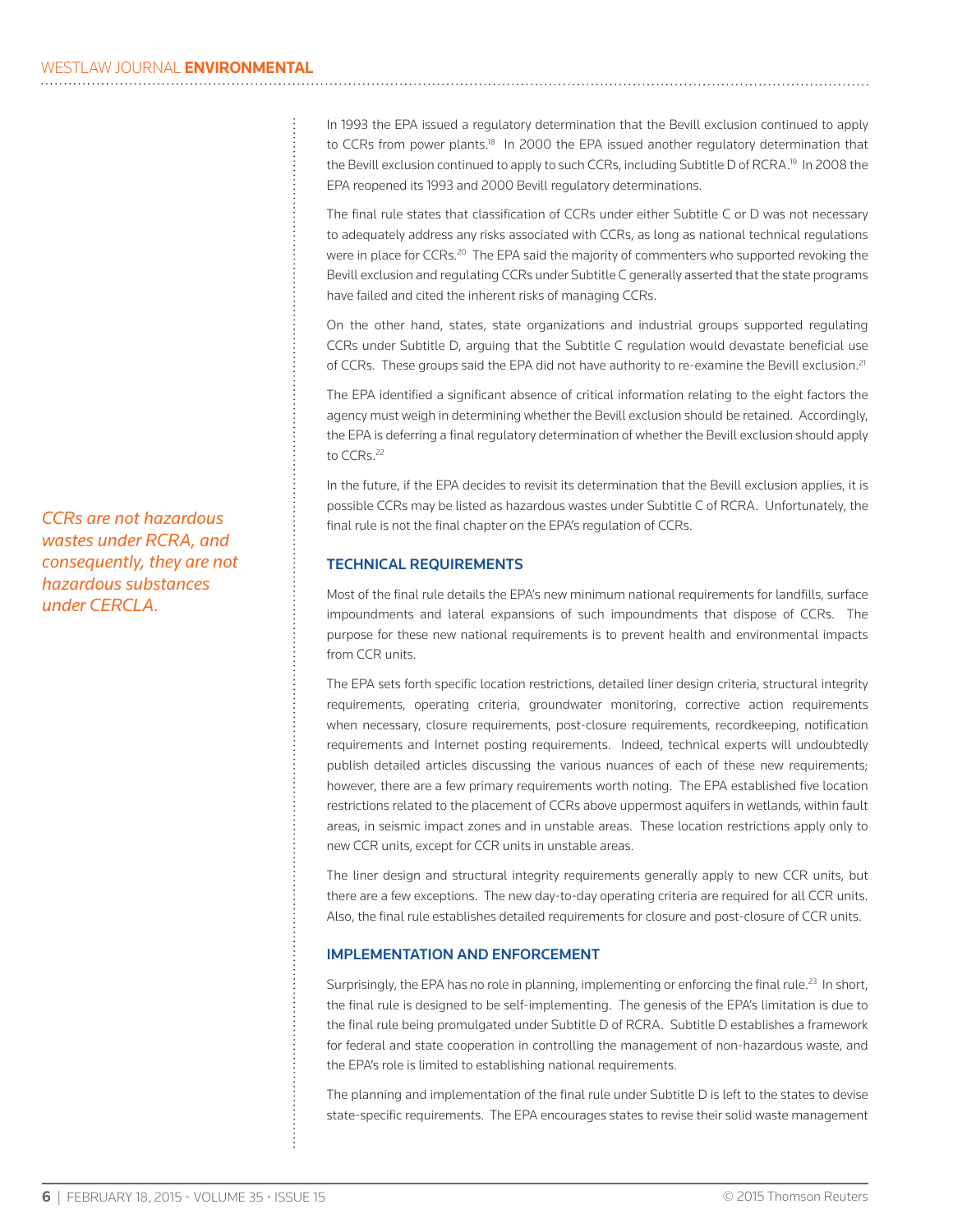In 1993 the EPA issued a regulatory determination that the Bevill exclusion continued to apply to CCRs from power plants.[18] In 2000 the EPA issued another regulatory determination that the Bevill exclusion continued to apply to such CCRs, including Subtitle D of RCRA.[19] In 2008 the EPA reopened its 1993 and 2000 Bevill regulatory determinations.

The final rule states that classification of CCRs under either Subtitle C or D was not necessary to adequately address any risks associated with CCRs, as long as national technical regulations were in place for CCRs.[20] The EPA said the majority of commenters who supported revoking the Bevill exclusion and regulating CCRs under Subtitle C generally asserted that the state programs have failed and cited the inherent risks of managing CCRs.

On the other hand, states, state organizations and industrial groups supported regulating CCRs under Subtitle D, arguing that the Subtitle C regulation would devastate beneficial use of CCRs. These groups said the EPA did not have authority to re-examine the Bevill exclusion.[21]

The EPA identified a significant absence of critical information relating to the eight factors the agency must weigh in determining whether the Bevill exclusion should be retained. Accordingly, the EPA is deferring a final regulatory determination of whether the Bevill exclusion should apply to CCRs.[22]

In the future, if the EPA decides to revisit its determination that the Bevill exclusion applies, it is possible CCRs may be listed as hazardous wastes under Subtitle C of RCRA. Unfortunately, the final rule is not the final chapter on the EPA's regulation of CCRs.

*CCRs are not hazardous wastes under RCRA, and consequently, they are not hazardous substances under CERCLA.*

## TECHNICAL REQUIREMENTS

Most of the final rule details the EPA's new minimum national requirements for landfills, surface impoundments and lateral expansions of such impoundments that dispose of CCRs. The purpose for these new national requirements is to prevent health and environmental impacts from CCR units.

The EPA sets forth specific location restrictions, detailed liner design criteria, structural integrity requirements, operating criteria, groundwater monitoring, corrective action requirements when necessary, closure requirements, post-closure requirements, recordkeeping, notification requirements and Internet posting requirements. Indeed, technical experts will undoubtedly publish detailed articles discussing the various nuances of each of these new requirements; however, there are a few primary requirements worth noting. The EPA established five location restrictions related to the placement of CCRs above uppermost aquifers in wetlands, within fault areas, in seismic impact zones and in unstable areas. These location restrictions apply only to new CCR units, except for CCR units in unstable areas.

The liner design and structural integrity requirements generally apply to new CCR units, but there are a few exceptions. The new day-to-day operating criteria are required for all CCR units. Also, the final rule establishes detailed requirements for closure and post-closure of CCR units.

## IMPLEMENTATION AND ENFORCEMENT

Surprisingly, the EPA has no role in planning, implementing or enforcing the final rule.[23] In short, the final rule is designed to be self-implementing. The genesis of the EPA's limitation is due to the final rule being promulgated under Subtitle D of RCRA. Subtitle D establishes a framework for federal and state cooperation in controlling the management of non-hazardous waste, and the EPA's role is limited to establishing national requirements.

The planning and implementation of the final rule under Subtitle D is left to the states to devise state-specific requirements. The EPA encourages states to revise their solid waste management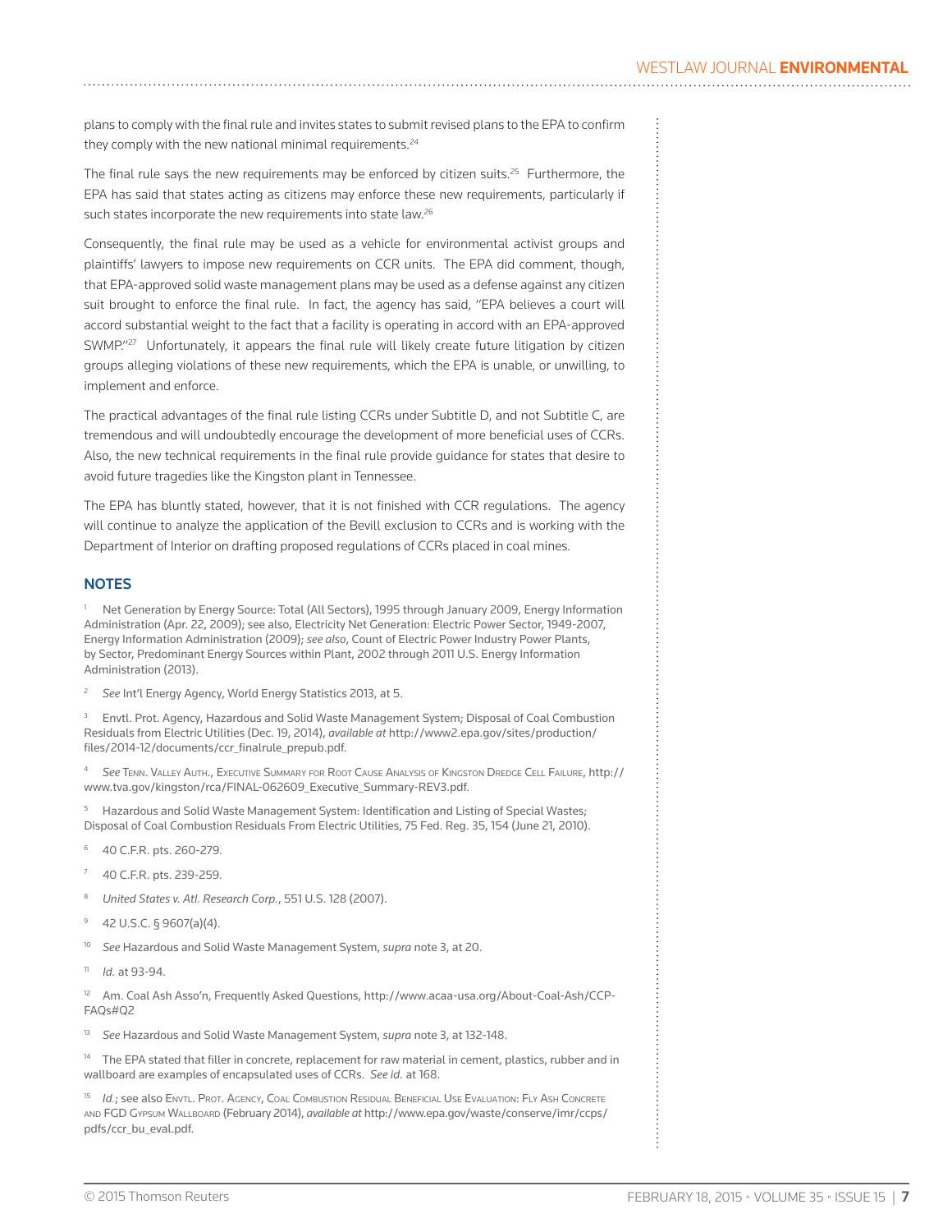plans to comply with the final rule and invites states to submit revised plans to the EPA to confirm they comply with the new national minimal requirements.[24]

The final rule says the new requirements may be enforced by citizen suits.[25] Furthermore, the EPA has said that states acting as citizens may enforce these new requirements, particularly if such states incorporate the new requirements into state law.[26]

Consequently, the final rule may be used as a vehicle for environmental activist groups and plaintiffs' lawyers to impose new requirements on CCR units. The EPA did comment, though, that EPA-approved solid waste management plans may be used as a defense against any citizen suit brought to enforce the final rule. In fact, the agency has said, "EPA believes a court will accord substantial weight to the fact that a facility is operating in accord with an EPA-approved SWMP."[27] Unfortunately, it appears the final rule will likely create future litigation by citizen groups alleging violations of these new requirements, which the EPA is unable, or unwilling, to implement and enforce.

The practical advantages of the final rule listing CCRs under Subtitle D, and not Subtitle C, are tremendous and will undoubtedly encourage the development of more beneficial uses of CCRs. Also, the new technical requirements in the final rule provide guidance for states that desire to avoid future tragedies like the Kingston plant in Tennessee.

The EPA has bluntly stated, however, that it is not finished with CCR regulations. The agency will continue to analyze the application of the Bevill exclusion to CCRs and is working with the Department of Interior on drafting proposed regulations of CCRs placed in coal mines.

## NOTES

[1] Net Generation by Energy Source: Total (All Sectors), 1995 through January 2009, Energy Information Administration (Apr. 22, 2009); see also, Electricity Net Generation: Electric Power Sector, 1949-2007, Energy Information Administration (2009); *see also*, Count of Electric Power Industry Power Plants, by Sector, Predominant Energy Sources within Plant, 2002 through 2011 U.S. Energy Information Administration (2013).

[2] *See* Int'l Energy Agency, World Energy Statistics 2013, at 5.

[3] Envtl. Prot. Agency, Hazardous and Solid Waste Management System; Disposal of Coal Combustion Residuals from Electric Utilities (Dec. 19, 2014), *available at* http://www2.epa.gov/sites/production/files/2014-12/documents/ccr_finalrule_prepub.pdf.

[4] *See* Tenn. Valley Auth., Executive Summary for Root Cause Analysis of Kingston Dredge Cell Failure, http://www.tva.gov/kingston/rca/FINAL-062609_Executive_Summary-REV3.pdf.

[5] Hazardous and Solid Waste Management System: Identification and Listing of Special Wastes; Disposal of Coal Combustion Residuals From Electric Utilities, 75 Fed. Reg. 35, 154 (June 21, 2010).

[6] 40 C.F.R. pts. 260-279.

[7] 40 C.F.R. pts. 239-259.

[8] *United States v. Atl. Research Corp.*, 551 U.S. 128 (2007).

[9] 42 U.S.C. § 9607(a)(4).

[10] *See* Hazardous and Solid Waste Management System, *supra* note 3, at 20.

[11] *Id.* at 93-94.

[12] Am. Coal Ash Asso'n, Frequently Asked Questions, http://www.acaa-usa.org/About-Coal-Ash/CCP-FAQs#Q2

[13] *See* Hazardous and Solid Waste Management System, *supra* note 3, at 132-148.

[14] The EPA stated that filler in concrete, replacement for raw material in cement, plastics, rubber and in wallboard are examples of encapsulated uses of CCRs. *See id.* at 168.

[15] *Id.*; see also Envtl. Prot. Agency, Coal Combustion Residual Beneficial Use Evaluation: Fly Ash Concrete and FGD Gypsum Wallboard (February 2014), *available at* http://www.epa.gov/waste/conserve/imr/ccps/pdfs/ccr_bu_eval.pdf.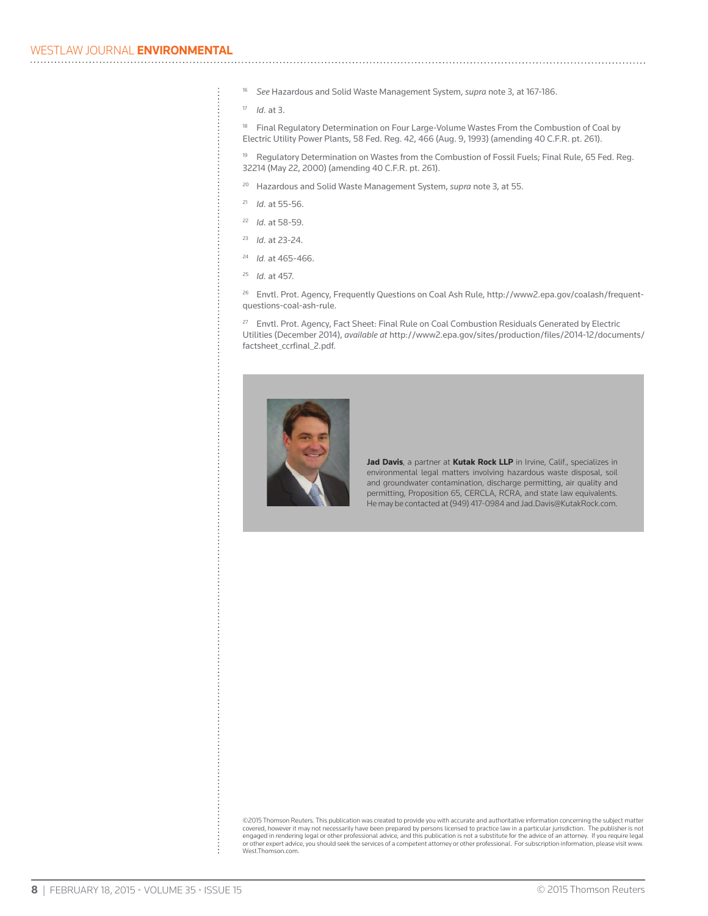[16] *See* Hazardous and Solid Waste Management System, *supra* note 3, at 167-186.

[17] *Id.* at 3.

[18] Final Regulatory Determination on Four Large-Volume Wastes From the Combustion of Coal by Electric Utility Power Plants, 58 Fed. Reg. 42, 466 (Aug. 9, 1993) (amending 40 C.F.R. pt. 261).

[19] Regulatory Determination on Wastes from the Combustion of Fossil Fuels; Final Rule, 65 Fed. Reg. 32214 (May 22, 2000) (amending 40 C.F.R. pt. 261).

[20] Hazardous and Solid Waste Management System, *supra* note 3, at 55.

[21] *Id.* at 55-56.

[22] *Id.* at 58-59.

[23] *Id.* at 23-24.

[24] *Id.* at 465-466.

[25] *Id.* at 457.

[26] Envtl. Prot. Agency, Frequently Questions on Coal Ash Rule, http://www2.epa.gov/coalash/frequent-questions-coal-ash-rule.

[27] Envtl. Prot. Agency, Fact Sheet: Final Rule on Coal Combustion Residuals Generated by Electric Utilities (December 2014), *available at* http://www2.epa.gov/sites/production/files/2014-12/documents/factsheet_ccrfinal_2.pdf.

**Jad Davis**, a partner at **Kutak Rock LLP** in Irvine, Calif., specializes in environmental legal matters involving hazardous waste disposal, soil and groundwater contamination, discharge permitting, air quality and permitting, Proposition 65, CERCLA, RCRA, and state law equivalents. He may be contacted at (949) 417-0984 and Jad.Davis@KutakRock.com.

©2015 Thomson Reuters. This publication was created to provide you with accurate and authoritative information concerning the subject matter covered, however it may not necessarily have been prepared by persons licensed to practice law in a particular jurisdiction. The publisher is not engaged in rendering legal or other professional advice, and this publication is not a substitute for the advice of an attorney. If you require legal or other expert advice, you should seek the services of a competent attorney or other professional. For subscription information, please visit www.West.Thomson.com.